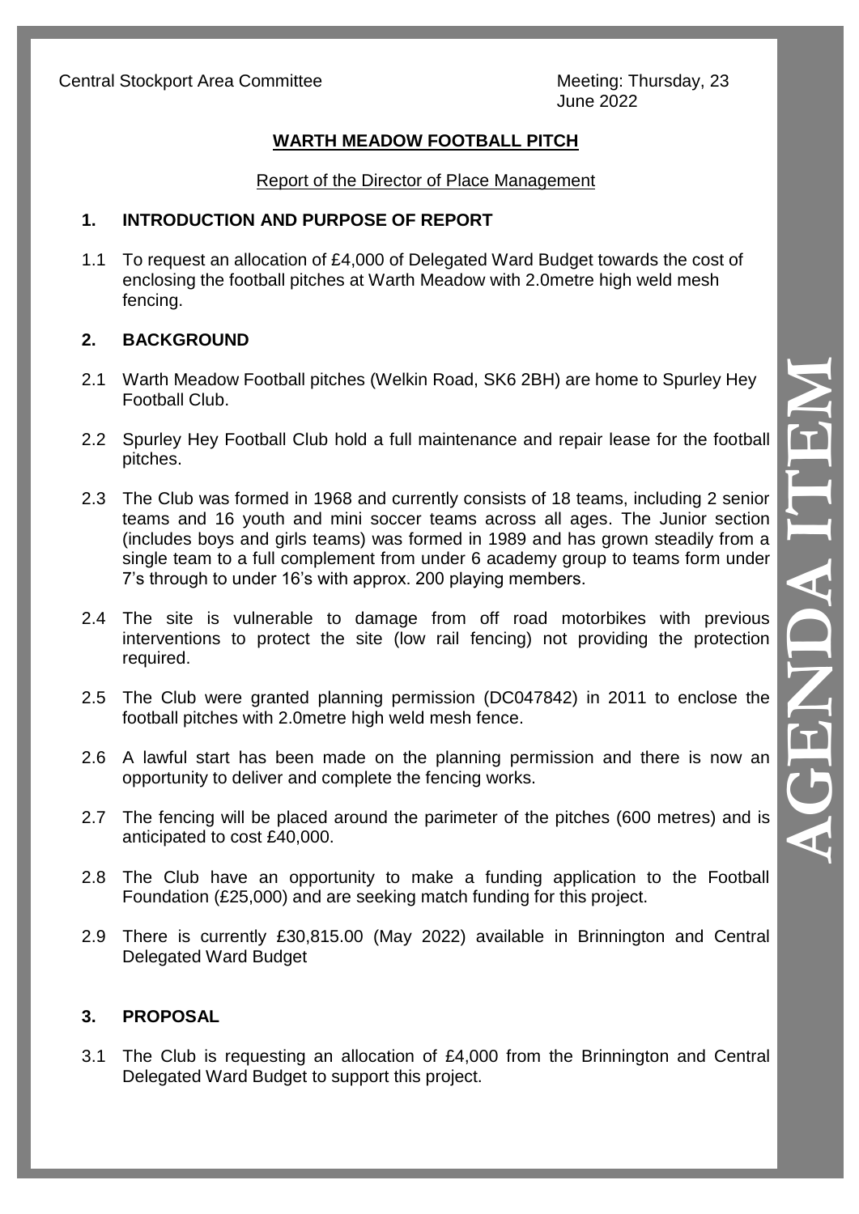Central Stockport Area Committee

Meeting: Thursday, 23 June 2022

## WARTH MEADOW FOOTBALL PITCH

Report of the Director of Place Management

### 1. INTRODUCTION AND PURPOSE OF REPORT

1.1 To request an allocation of £4,000 of Delegated Ward Budget towards the cost of enclosing the football pitches at Warth Meadow with 2.0metre high weld mesh fencing.

### 2. BACKGROUND

2.1 Warth Meadow Football pitches (Welkin Road, SK6 2BH) are home to Spurley Hey Football Club.

2.2 Spurley Hey Football Club hold a full maintenance and repair lease for the football pitches.

2.3 The Club was formed in 1968 and currently consists of 18 teams, including 2 senior teams and 16 youth and mini soccer teams across all ages. The Junior section (includes boys and girls teams) was formed in 1989 and has grown steadily from a single team to a full complement from under 6 academy group to teams form under 7's through to under 16's with approx. 200 playing members.

2.4 The site is vulnerable to damage from off road motorbikes with previous interventions to protect the site (low rail fencing) not providing the protection required.

2.5 The Club were granted planning permission (DC047842) in 2011 to enclose the football pitches with 2.0metre high weld mesh fence.

2.6 A lawful start has been made on the planning permission and there is now an opportunity to deliver and complete the fencing works.

2.7 The fencing will be placed around the parimeter of the pitches (600 metres) and is anticipated to cost £40,000.

2.8 The Club have an opportunity to make a funding application to the Football Foundation (£25,000) and are seeking match funding for this project.

2.9 There is currently £30,815.00 (May 2022) available in Brinnington and Central Delegated Ward Budget

### 3. PROPOSAL

3.1 The Club is requesting an allocation of £4,000 from the Brinnington and Central Delegated Ward Budget to support this project.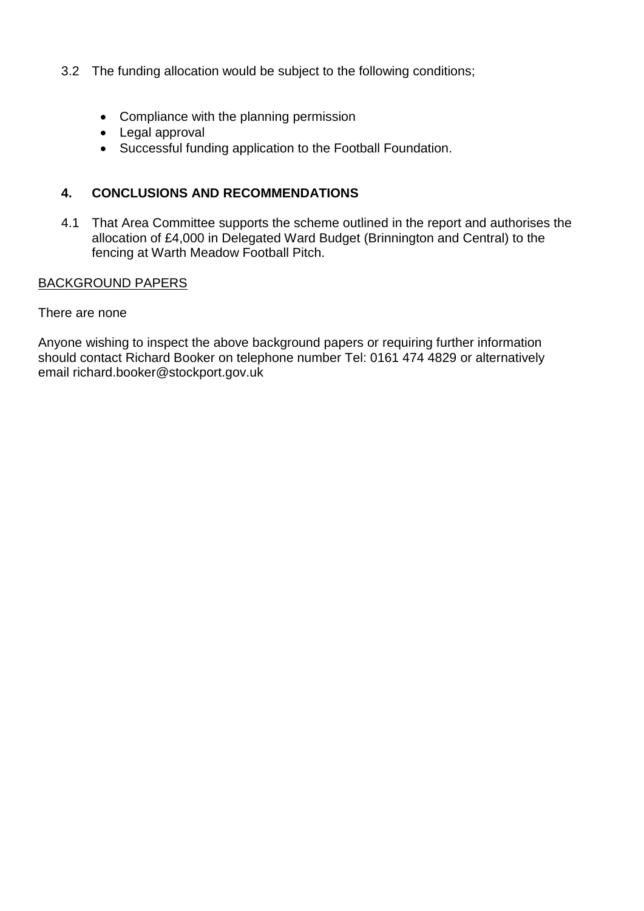3.2 The funding allocation would be subject to the following conditions;

- Compliance with the planning permission
- Legal approval
- Successful funding application to the Football Foundation.

## 4. CONCLUSIONS AND RECOMMENDATIONS

4.1 That Area Committee supports the scheme outlined in the report and authorises the allocation of £4,000 in Delegated Ward Budget (Brinnington and Central) to the fencing at Warth Meadow Football Pitch.

BACKGROUND PAPERS

There are none

Anyone wishing to inspect the above background papers or requiring further information should contact Richard Booker on telephone number Tel: 0161 474 4829 or alternatively email richard.booker@stockport.gov.uk